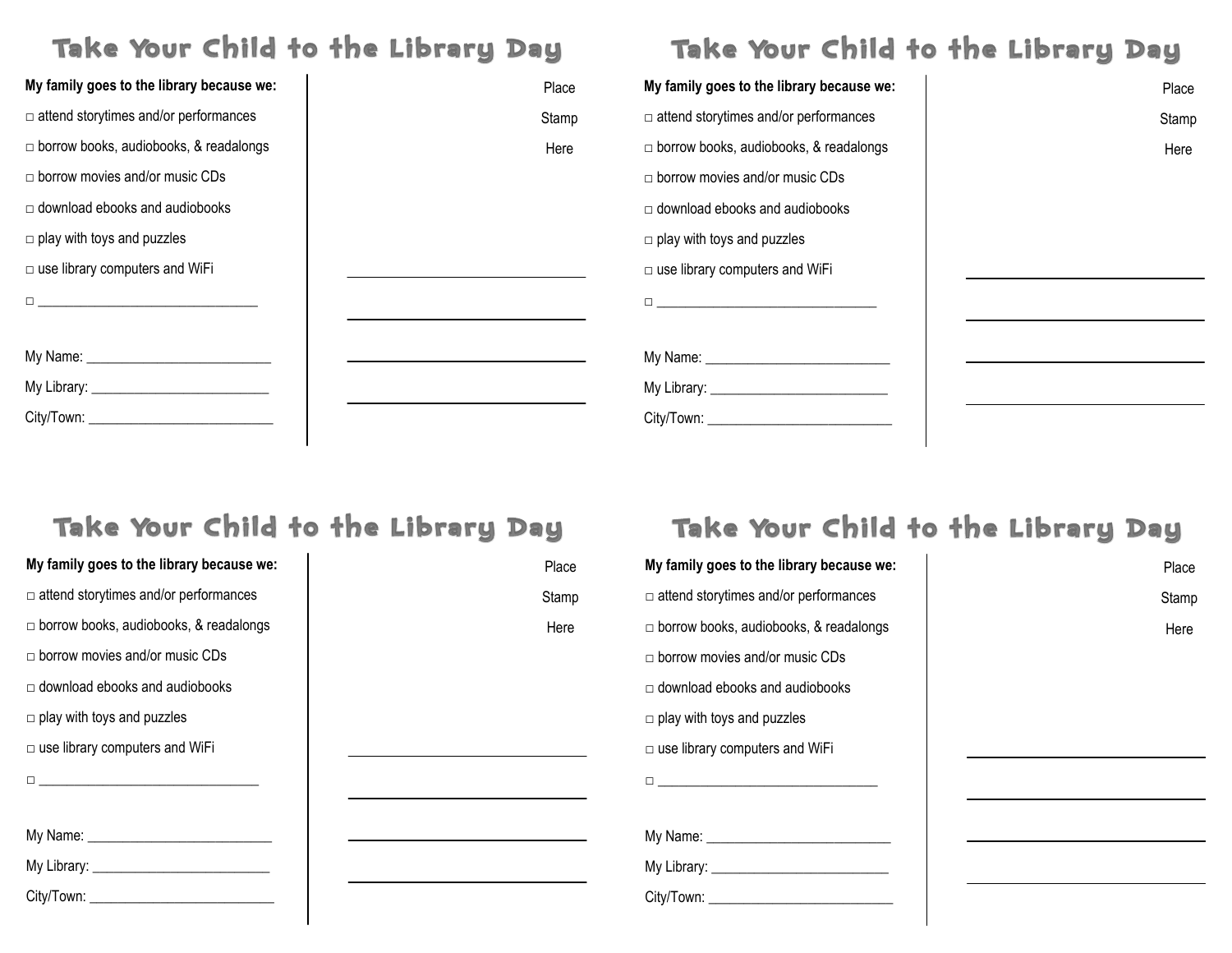# Take Your Child to the Library Day

**My family goes to the library because we:**

□ attend storytimes and/or performances

□ borrow books, audiobooks, & readalongs

□ borrow movies and/or music CDs

□ download ebooks and audiobooks

□ play with toys and puzzles

□ use library computers and WiFi

□ ______________________________

My Name: _________________________

My Library: ________________________

City/Town: _________________________

Place

Stamp

Here

______________________________

______________________________

______________________________

______________________________

# Take Your Child to the Library Day

**My family goes to the library because we:**

□ attend storytimes and/or performances

□ borrow books, audiobooks, & readalongs

□ borrow movies and/or music CDs

□ download ebooks and audiobooks

□ play with toys and puzzles

□ use library computers and WiFi

□ ______________________________

My Name: _________________________

My Library: ________________________

City/Town: _________________________

Place

Stamp

Here

______________________________

______________________________

______________________________

______________________________

# Take Your Child to the Library Day

**My family goes to the library because we:**

□ attend storytimes and/or performances

□ borrow books, audiobooks, & readalongs

□ borrow movies and/or music CDs

□ download ebooks and audiobooks

□ play with toys and puzzles

□ use library computers and WiFi

□ ______________________________

My Name: _________________________

My Library: ________________________

City/Town: _________________________

Place

Stamp

Here

______________________________

______________________________

______________________________

______________________________

# Take Your Child to the Library Day

**My family goes to the library because we:**

□ attend storytimes and/or performances

□ borrow books, audiobooks, & readalongs

□ borrow movies and/or music CDs

□ download ebooks and audiobooks

□ play with toys and puzzles

□ use library computers and WiFi

□ ______________________________

My Name: _________________________

My Library: ________________________

City/Town: _________________________

Place

Stamp

Here

______________________________

______________________________

______________________________

______________________________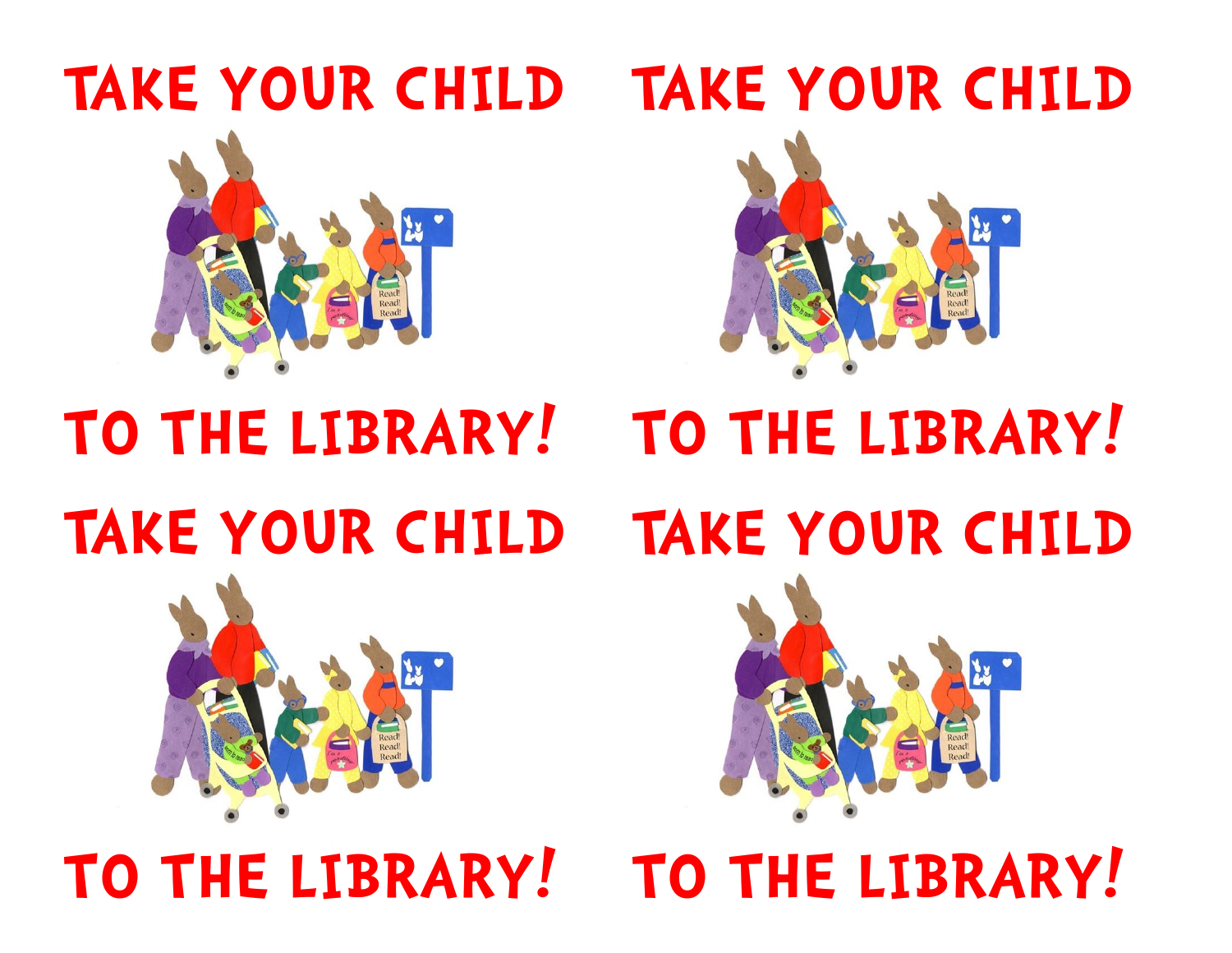TAKE YOUR CHILD

TO THE LIBRARY!

TAKE YOUR CHILD

TO THE LIBRARY!

TAKE YOUR CHILD

TO THE LIBRARY!

TAKE YOUR CHILD

TO THE LIBRARY!